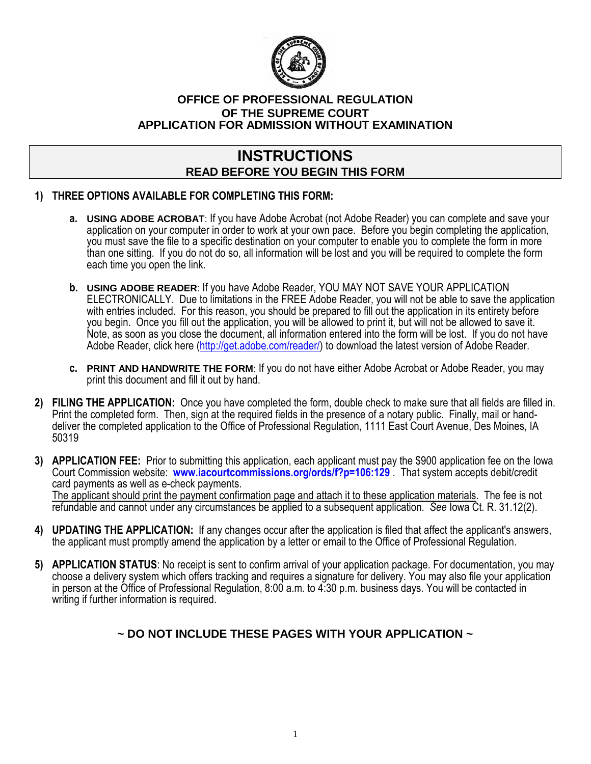**OFFICE OF PROFESSIONAL REGULATION**
**OF THE SUPREME COURT**
**APPLICATION FOR ADMISSION WITHOUT EXAMINATION**

# INSTRUCTIONS

## READ BEFORE YOU BEGIN THIS FORM

1) **THREE OPTIONS AVAILABLE FOR COMPLETING THIS FORM:**

   a. **USING ADOBE ACROBAT**: If you have Adobe Acrobat (not Adobe Reader) you can complete and save your application on your computer in order to work at your own pace. Before you begin completing the application, you must save the file to a specific destination on your computer to enable you to complete the form in more than one sitting. If you do not do so, all information will be lost and you will be required to complete the form each time you open the link.

   b. **USING ADOBE READER**: If you have Adobe Reader, YOU MAY NOT SAVE YOUR APPLICATION ELECTRONICALLY. Due to limitations in the FREE Adobe Reader, you will not be able to save the application with entries included. For this reason, you should be prepared to fill out the application in its entirety before you begin. Once you fill out the application, you will be allowed to print it, but will not be allowed to save it. Note, as soon as you close the document, all information entered into the form will be lost. If you do not have Adobe Reader, click here (http://get.adobe.com/reader/) to download the latest version of Adobe Reader.

   c. **PRINT AND HANDWRITE THE FORM**: If you do not have either Adobe Acrobat or Adobe Reader, you may print this document and fill it out by hand.

2) **FILING THE APPLICATION:** Once you have completed the form, double check to make sure that all fields are filled in. Print the completed form. Then, sign at the required fields in the presence of a notary public. Finally, mail or hand-deliver the completed application to the Office of Professional Regulation, 1111 East Court Avenue, Des Moines, IA 50319

3) **APPLICATION FEE:** Prior to submitting this application, each applicant must pay the $900 application fee on the Iowa Court Commission website: **www.iacourtcommissions.org/ords/f?p=106:129** . That system accepts debit/credit card payments as well as e-check payments.
   The applicant should print the payment confirmation page and attach it to these application materials. The fee is not refundable and cannot under any circumstances be applied to a subsequent application. *See* Iowa Ct. R. 31.12(2).

4) **UPDATING THE APPLICATION:** If any changes occur after the application is filed that affect the applicant's answers, the applicant must promptly amend the application by a letter or email to the Office of Professional Regulation.

5) **APPLICATION STATUS**: No receipt is sent to confirm arrival of your application package. For documentation, you may choose a delivery system which offers tracking and requires a signature for delivery. You may also file your application in person at the Office of Professional Regulation, 8:00 a.m. to 4:30 p.m. business days. You will be contacted in writing if further information is required.

**~ DO NOT INCLUDE THESE PAGES WITH YOUR APPLICATION ~**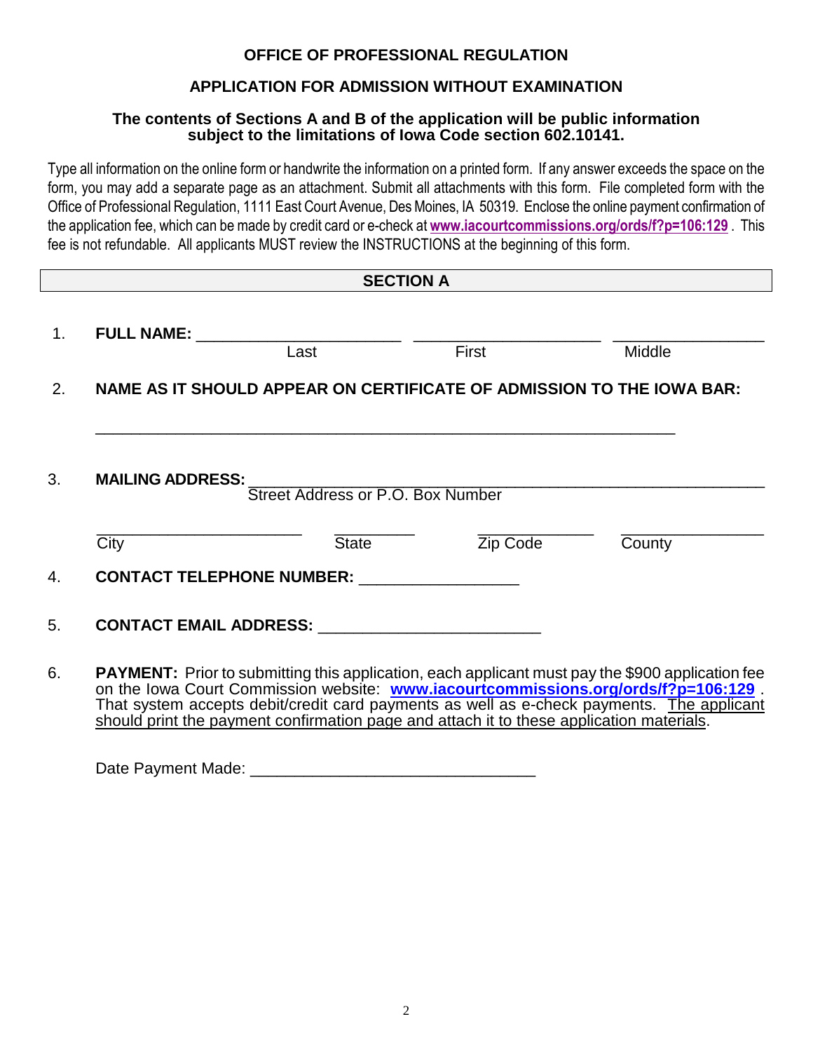## OFFICE OF PROFESSIONAL REGULATION

## APPLICATION FOR ADMISSION WITHOUT EXAMINATION

**The contents of Sections A and B of the application will be public information subject to the limitations of Iowa Code section 602.10141.**

Type all information on the online form or handwrite the information on a printed form. If any answer exceeds the space on the form, you may add a separate page as an attachment. Submit all attachments with this form. File completed form with the Office of Professional Regulation, 1111 East Court Avenue, Des Moines, IA 50319. Enclose the online payment confirmation of the application fee, which can be made by credit card or e-check at **www.iacourtcommissions.org/ords/f?p=106:129** . This fee is not refundable. All applicants MUST review the INSTRUCTIONS at the beginning of this form.

### SECTION A

1. **FULL NAME:** ______________________ ____________________ ________________
   Last First Middle

2. **NAME AS IT SHOULD APPEAR ON CERTIFICATE OF ADMISSION TO THE IOWA BAR:**

   ______________________________________________________________

3. **MAILING ADDRESS:** ______________________________________________________
   Street Address or P.O. Box Number

   ______________________ _________ ____________ _______________
   City State Zip Code County

4. **CONTACT TELEPHONE NUMBER:** _________________

5. **CONTACT EMAIL ADDRESS:** ________________________

6. **PAYMENT:** Prior to submitting this application, each applicant must pay the $900 application fee on the Iowa Court Commission website: **www.iacourtcommissions.org/ords/f?p=106:129** . That system accepts debit/credit card payments as well as e-check payments. The applicant should print the payment confirmation page and attach it to these application materials.

   Date Payment Made: _______________________________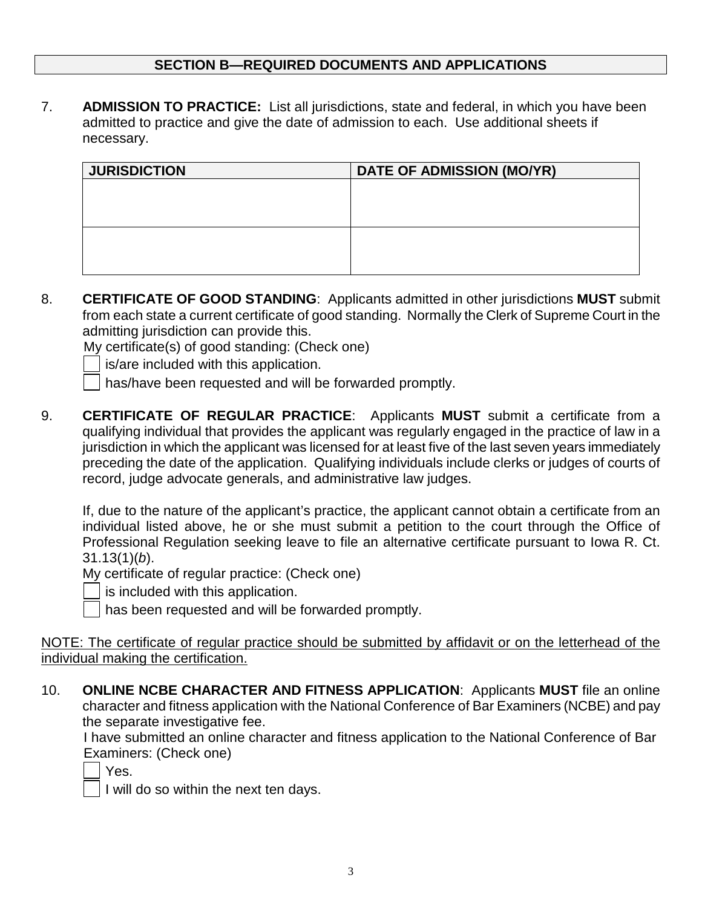## SECTION B—REQUIRED DOCUMENTS AND APPLICATIONS

7. **ADMISSION TO PRACTICE:** List all jurisdictions, state and federal, in which you have been admitted to practice and give the date of admission to each. Use additional sheets if necessary.

| JURISDICTION | DATE OF ADMISSION (MO/YR) |
|---|---|
| | |
| | |

8. **CERTIFICATE OF GOOD STANDING**: Applicants admitted in other jurisdictions **MUST** submit from each state a current certificate of good standing. Normally the Clerk of Supreme Court in the admitting jurisdiction can provide this.

   My certificate(s) of good standing: (Check one)

   ☐ is/are included with this application.

   ☐ has/have been requested and will be forwarded promptly.

9. **CERTIFICATE OF REGULAR PRACTICE**: Applicants **MUST** submit a certificate from a qualifying individual that provides the applicant was regularly engaged in the practice of law in a jurisdiction in which the applicant was licensed for at least five of the last seven years immediately preceding the date of the application. Qualifying individuals include clerks or judges of courts of record, judge advocate generals, and administrative law judges.

   If, due to the nature of the applicant's practice, the applicant cannot obtain a certificate from an individual listed above, he or she must submit a petition to the court through the Office of Professional Regulation seeking leave to file an alternative certificate pursuant to Iowa R. Ct. 31.13(1)(*b*).

   My certificate of regular practice: (Check one)

   ☐ is included with this application.

   ☐ has been requested and will be forwarded promptly.

<u>NOTE: The certificate of regular practice should be submitted by affidavit or on the letterhead of the individual making the certification.</u>

10. **ONLINE NCBE CHARACTER AND FITNESS APPLICATION**: Applicants **MUST** file an online character and fitness application with the National Conference of Bar Examiners (NCBE) and pay the separate investigative fee.

    I have submitted an online character and fitness application to the National Conference of Bar Examiners: (Check one)

    ☐ Yes.

    ☐ I will do so within the next ten days.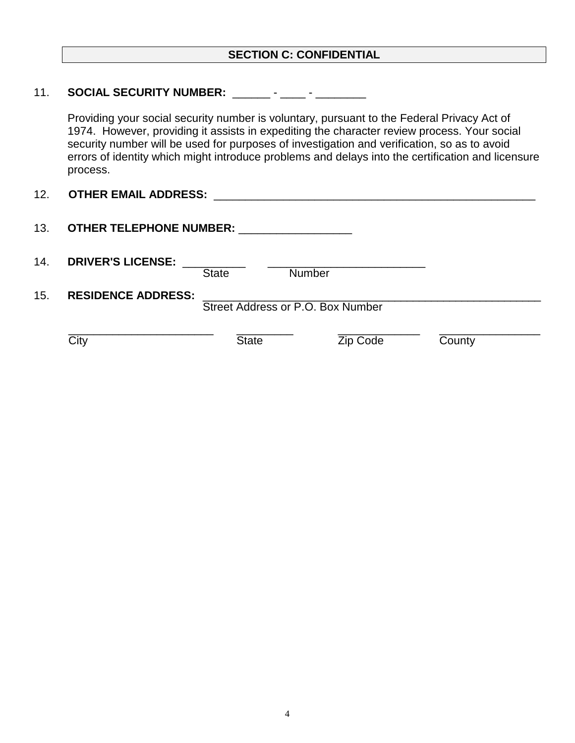## SECTION C: CONFIDENTIAL

11. **SOCIAL SECURITY NUMBER:** ______ - ____ - ________

    Providing your social security number is voluntary, pursuant to the Federal Privacy Act of 1974. However, providing it assists in expediting the character review process. Your social security number will be used for purposes of investigation and verification, so as to avoid errors of identity which might introduce problems and delays into the certification and licensure process.

12. **OTHER EMAIL ADDRESS:** ______________________________________________________

13. **OTHER TELEPHONE NUMBER:** __________________

14. **DRIVER'S LICENSE:** __________ (State) _________________________ (Number)

15. **RESIDENCE ADDRESS:** _________________________________________________________
    Street Address or P.O. Box Number

    _______________________ (City) _________ (State) _____________ (Zip Code) ________________ (County)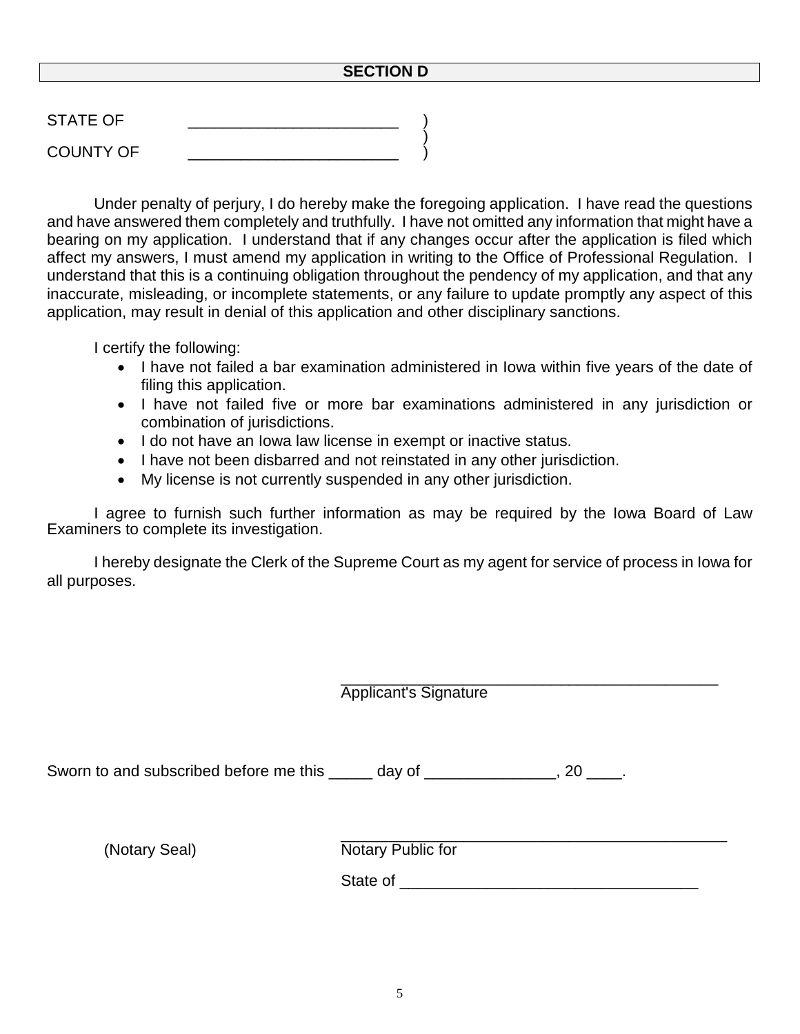## SECTION D

STATE OF \_\_\_\_\_\_\_\_\_\_\_\_\_\_\_\_\_\_\_\_\_\_\_\_ )
)
COUNTY OF \_\_\_\_\_\_\_\_\_\_\_\_\_\_\_\_\_\_\_\_\_\_\_\_ )

Under penalty of perjury, I do hereby make the foregoing application. I have read the questions and have answered them completely and truthfully. I have not omitted any information that might have a bearing on my application. I understand that if any changes occur after the application is filed which affect my answers, I must amend my application in writing to the Office of Professional Regulation. I understand that this is a continuing obligation throughout the pendency of my application, and that any inaccurate, misleading, or incomplete statements, or any failure to update promptly any aspect of this application, may result in denial of this application and other disciplinary sanctions.

I certify the following:

- I have not failed a bar examination administered in Iowa within five years of the date of filing this application.
- I have not failed five or more bar examinations administered in any jurisdiction or combination of jurisdictions.
- I do not have an Iowa law license in exempt or inactive status.
- I have not been disbarred and not reinstated in any other jurisdiction.
- My license is not currently suspended in any other jurisdiction.

I agree to furnish such further information as may be required by the Iowa Board of Law Examiners to complete its investigation.

I hereby designate the Clerk of the Supreme Court as my agent for service of process in Iowa for all purposes.

\_\_\_\_\_\_\_\_\_\_\_\_\_\_\_\_\_\_\_\_\_\_\_\_\_\_\_\_\_\_\_\_\_\_\_\_\_\_\_\_\_\_\_\_
Applicant's Signature

Sworn to and subscribed before me this \_\_\_\_\_ day of \_\_\_\_\_\_\_\_\_\_\_\_\_\_\_, 20 \_\_\_\_.

(Notary Seal)

\_\_\_\_\_\_\_\_\_\_\_\_\_\_\_\_\_\_\_\_\_\_\_\_\_\_\_\_\_\_\_\_\_\_\_\_\_\_\_\_\_\_\_\_\_
Notary Public for

State of \_\_\_\_\_\_\_\_\_\_\_\_\_\_\_\_\_\_\_\_\_\_\_\_\_\_\_\_\_\_\_\_\_\_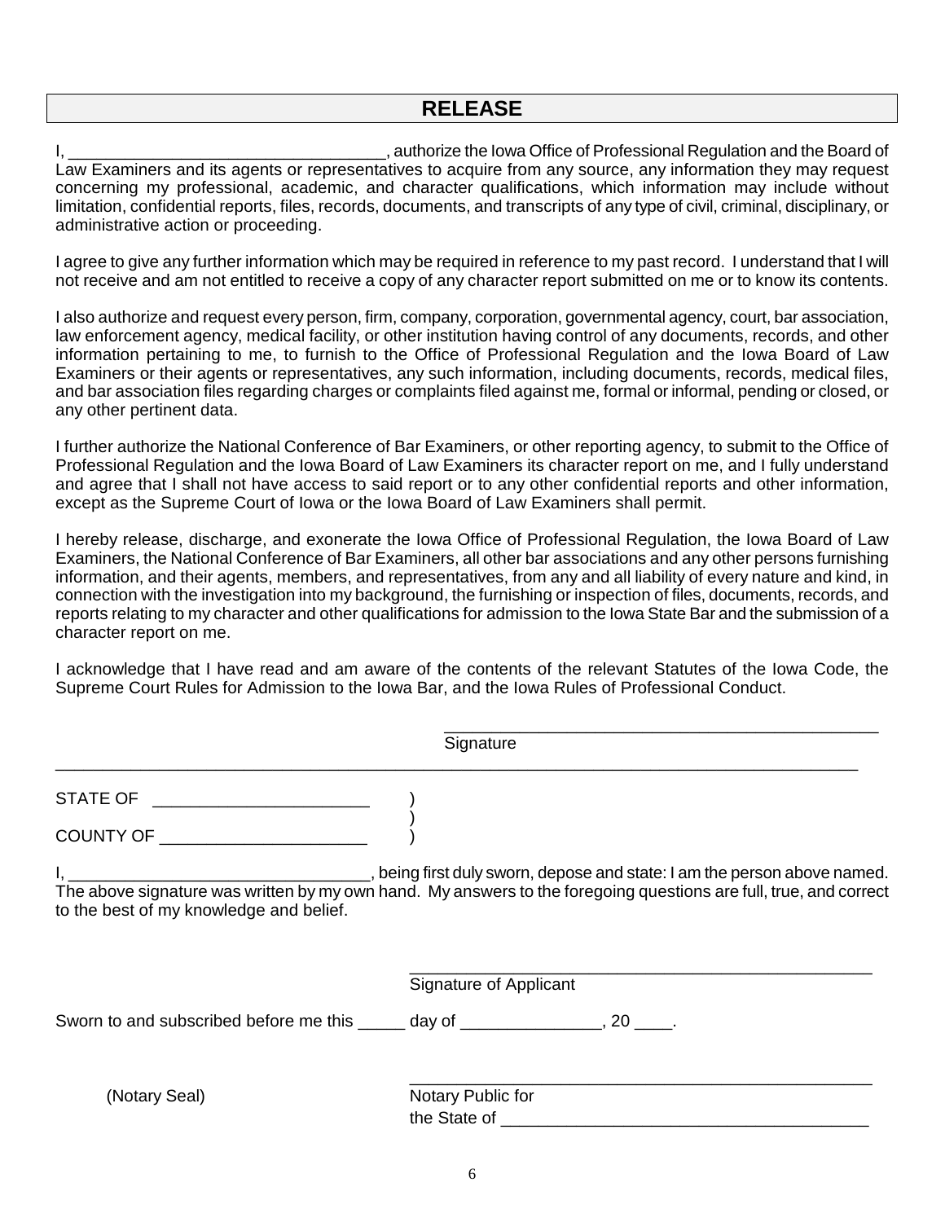# RELEASE

I, ________________________________, authorize the Iowa Office of Professional Regulation and the Board of Law Examiners and its agents or representatives to acquire from any source, any information they may request concerning my professional, academic, and character qualifications, which information may include without limitation, confidential reports, files, records, documents, and transcripts of any type of civil, criminal, disciplinary, or administrative action or proceeding.

I agree to give any further information which may be required in reference to my past record. I understand that I will not receive and am not entitled to receive a copy of any character report submitted on me or to know its contents.

I also authorize and request every person, firm, company, corporation, governmental agency, court, bar association, law enforcement agency, medical facility, or other institution having control of any documents, records, and other information pertaining to me, to furnish to the Office of Professional Regulation and the Iowa Board of Law Examiners or their agents or representatives, any such information, including documents, records, medical files, and bar association files regarding charges or complaints filed against me, formal or informal, pending or closed, or any other pertinent data.

I further authorize the National Conference of Bar Examiners, or other reporting agency, to submit to the Office of Professional Regulation and the Iowa Board of Law Examiners its character report on me, and I fully understand and agree that I shall not have access to said report or to any other confidential reports and other information, except as the Supreme Court of Iowa or the Iowa Board of Law Examiners shall permit.

I hereby release, discharge, and exonerate the Iowa Office of Professional Regulation, the Iowa Board of Law Examiners, the National Conference of Bar Examiners, all other bar associations and any other persons furnishing information, and their agents, members, and representatives, from any and all liability of every nature and kind, in connection with the investigation into my background, the furnishing or inspection of files, documents, records, and reports relating to my character and other qualifications for admission to the Iowa State Bar and the submission of a character report on me.

I acknowledge that I have read and am aware of the contents of the relevant Statutes of the Iowa Code, the Supreme Court Rules for Admission to the Iowa Bar, and the Iowa Rules of Professional Conduct.

______________________________________________
Signature

STATE OF ______________________ )
)
COUNTY OF _____________________ )

I, ________________________________, being first duly sworn, depose and state: I am the person above named. The above signature was written by my own hand. My answers to the foregoing questions are full, true, and correct to the best of my knowledge and belief.

______________________________________________
Signature of Applicant

Sworn to and subscribed before me this _____ day of _______________, 20 ____.

(Notary Seal)

______________________________________________
Notary Public for
the State of ______________________________________